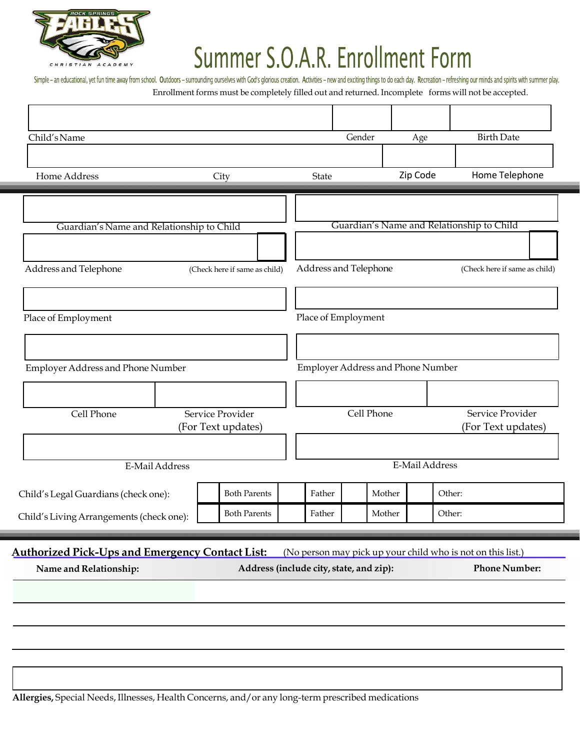ROCK SPRINGS EAGLES CHRISTIAN ACADEMY

# Summer S.O.A.R. Enrollment Form

Simple – an educational, yet fun time away from school. **O**utdoors – surrounding ourselves with God's glorious creation. Activities – new and exciting things to do each day. **R**ecreation – refreshing our minds and spirits with summer play.

Enrollment forms must be completely filled out and returned. Incomplete forms will not be accepted.

| Child's Name | Gender | Age | Birth Date |
|---|---|---|---|
| | | | |

| Home Address | City | State | Zip Code | Home Telephone |
|---|---|---|---|---|
| | | | | |

| | |
|---|---|
| Guardian's Name and Relationship to Child | Guardian's Name and Relationship to Child |
| Address and Telephone (Check here if same as child) | Address and Telephone (Check here if same as child) |
| Place of Employment | Place of Employment |
| Employer Address and Phone Number | Employer Address and Phone Number |
| Cell Phone / Service Provider (For Text updates) | Cell Phone / Service Provider (For Text updates) |
| E-Mail Address | E-Mail Address |

| | | | | | | | | |
|---|---|---|---|---|---|---|---|---|
| Child's Legal Guardians (check one): | | Both Parents | | Father | | Mother | | Other: |
| Child's Living Arrangements (check one): | | Both Parents | | Father | | Mother | | Other: |

**Authorized Pick-Ups and Emergency Contact List:** (No person may pick up your child who is not on this list.)

| Name and Relationship: | Address (include city, state, and zip): | Phone Number: |
|---|---|---|
| | | |
| | | |
| | | |

**Allergies,** Special Needs, Illnesses, Health Concerns, and/or any long-term prescribed medications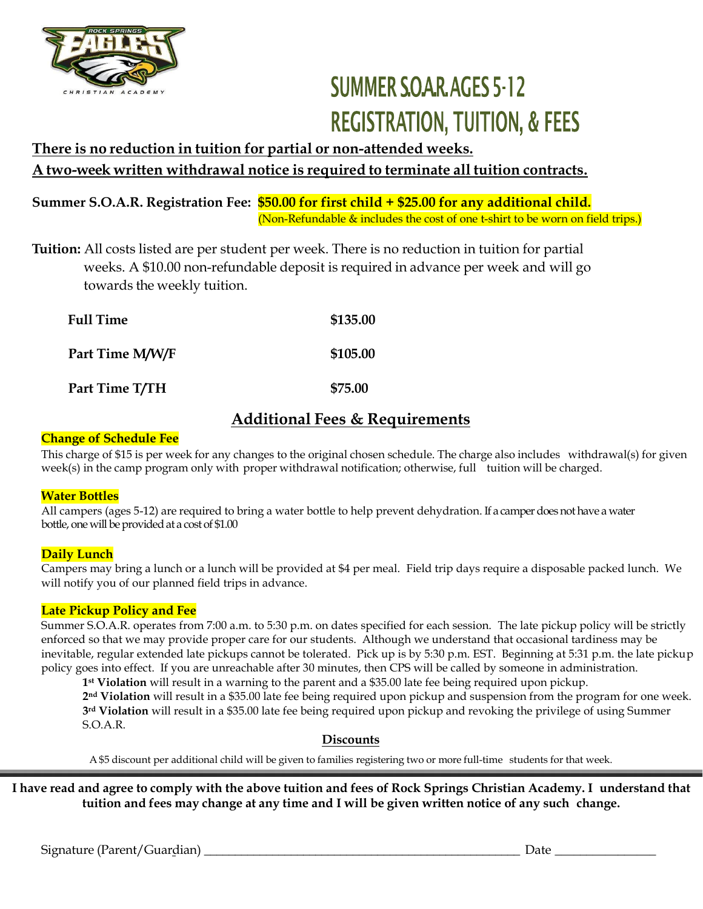# SUMMER S.O.A.R. AGES 5-12
# REGISTRATION, TUITION, & FEES

**There is no reduction in tuition for partial or non-attended weeks.**
**A two-week written withdrawal notice is required to terminate all tuition contracts.**

**Summer S.O.A.R. Registration Fee: $50.00 for first child + $25.00 for any additional child.**
(Non-Refundable & includes the cost of one t-shirt to be worn on field trips.)

**Tuition:** All costs listed are per student per week. There is no reduction in tuition for partial weeks. A $10.00 non-refundable deposit is required in advance per week and will go towards the weekly tuition.

| | |
|---|---|
| **Full Time** | **$135.00** |
| **Part Time M/W/F** | **$105.00** |
| **Part Time T/TH** | **$75.00** |

## Additional Fees & Requirements

**Change of Schedule Fee**

This charge of $15 is per week for any changes to the original chosen schedule. The charge also includes withdrawal(s) for given week(s) in the camp program only with proper withdrawal notification; otherwise, full tuition will be charged.

**Water Bottles**

All campers (ages 5-12) are required to bring a water bottle to help prevent dehydration. If a camper does not have a water bottle, one will be provided at a cost of $1.00

**Daily Lunch**

Campers may bring a lunch or a lunch will be provided at $4 per meal. Field trip days require a disposable packed lunch. We will notify you of our planned field trips in advance.

**Late Pickup Policy and Fee**

Summer S.O.A.R. operates from 7:00 a.m. to 5:30 p.m. on dates specified for each session. The late pickup policy will be strictly enforced so that we may provide proper care for our students. Although we understand that occasional tardiness may be inevitable, regular extended late pickups cannot be tolerated. Pick up is by 5:30 p.m. EST. Beginning at 5:31 p.m. the late pickup policy goes into effect. If you are unreachable after 30 minutes, then CPS will be called by someone in administration.

**1st Violation** will result in a warning to the parent and a $35.00 late fee being required upon pickup.
**2nd Violation** will result in a $35.00 late fee being required upon pickup and suspension from the program for one week.
**3rd Violation** will result in a $35.00 late fee being required upon pickup and revoking the privilege of using Summer S.O.A.R.

**Discounts**

A $5 discount per additional child will be given to families registering two or more full-time students for that week.

---

**I have read and agree to comply with the above tuition and fees of Rock Springs Christian Academy. I understand that tuition and fees may change at any time and I will be given written notice of any such change.**

Signature (Parent/Guardian) ______________________________________________ Date _______________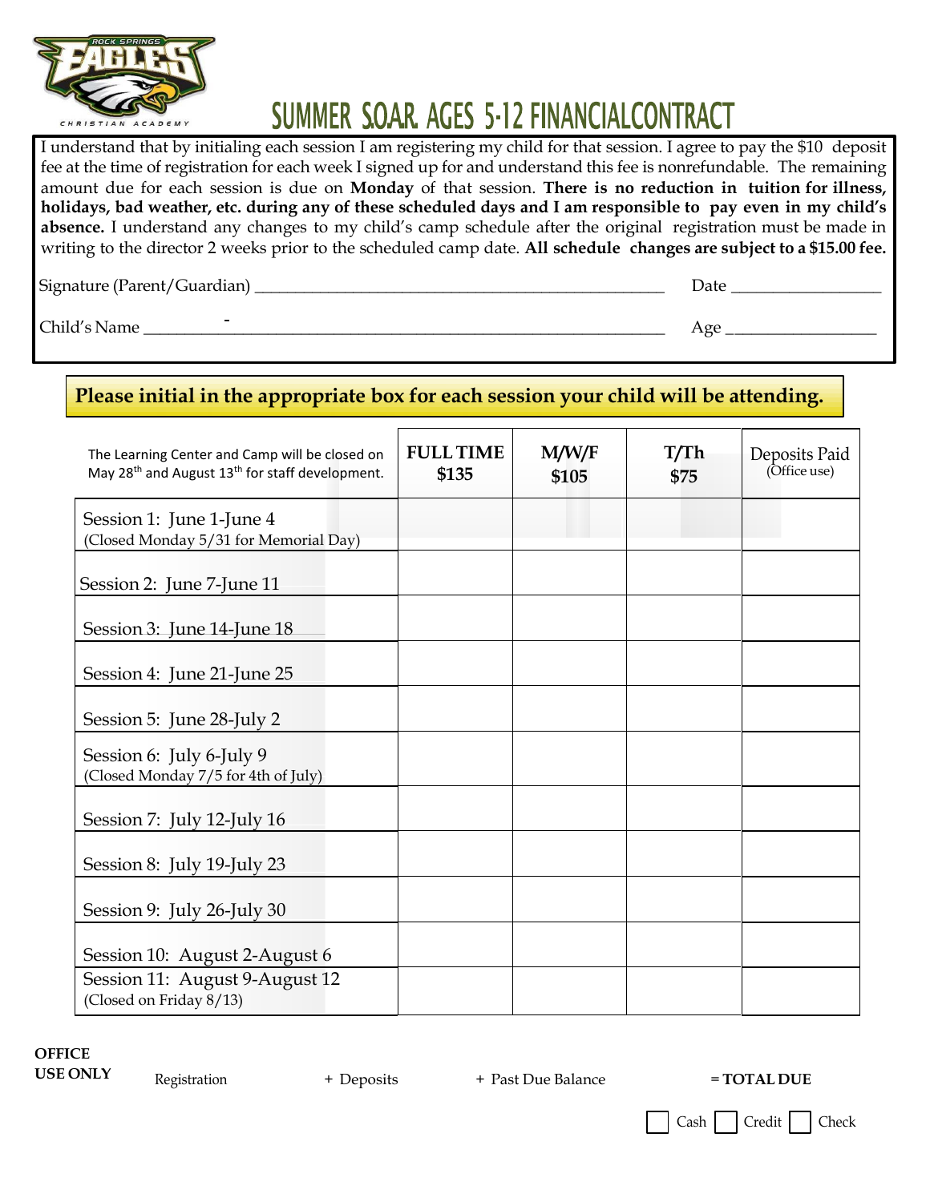ROCK SPRINGS EAGLES CHRISTIAN ACADEMY

# SUMMER S.O.A.R. AGES 5-12 FINANCIAL CONTRACT

I understand that by initialing each session I am registering my child for that session. I agree to pay the $10 deposit fee at the time of registration for each week I signed up for and understand this fee is nonrefundable. The remaining amount due for each session is due on **Monday** of that session. **There is no reduction in tuition for illness, holidays, bad weather, etc. during any of these scheduled days and I am responsible to pay even in my child's absence.** I understand any changes to my child's camp schedule after the original registration must be made in writing to the director 2 weeks prior to the scheduled camp date. **All schedule changes are subject to a $15.00 fee.**

Signature (Parent/Guardian) ______________________________ Date ______________

Child's Name ______________________________ Age ______________

**Please initial in the appropriate box for each session your child will be attending.**

| The Learning Center and Camp will be closed on May 28th and August 13th for staff development. | FULL TIME $135 | M/W/F $105 | T/Th $75 | Deposits Paid (Office use) |
|---|---|---|---|---|
| Session 1: June 1-June 4 (Closed Monday 5/31 for Memorial Day) | | | | |
| Session 2: June 7-June 11 | | | | |
| Session 3: June 14-June 18 | | | | |
| Session 4: June 21-June 25 | | | | |
| Session 5: June 28-July 2 | | | | |
| Session 6: July 6-July 9 (Closed Monday 7/5 for 4th of July) | | | | |
| Session 7: July 12-July 16 | | | | |
| Session 8: July 19-July 23 | | | | |
| Session 9: July 26-July 30 | | | | |
| Session 10: August 2-August 6 | | | | |
| Session 11: August 9-August 12 (Closed on Friday 8/13) | | | | |

**OFFICE USE ONLY**

Registration + Deposits + Past Due Balance **= TOTAL DUE**

☐ Cash ☐ Credit ☐ Check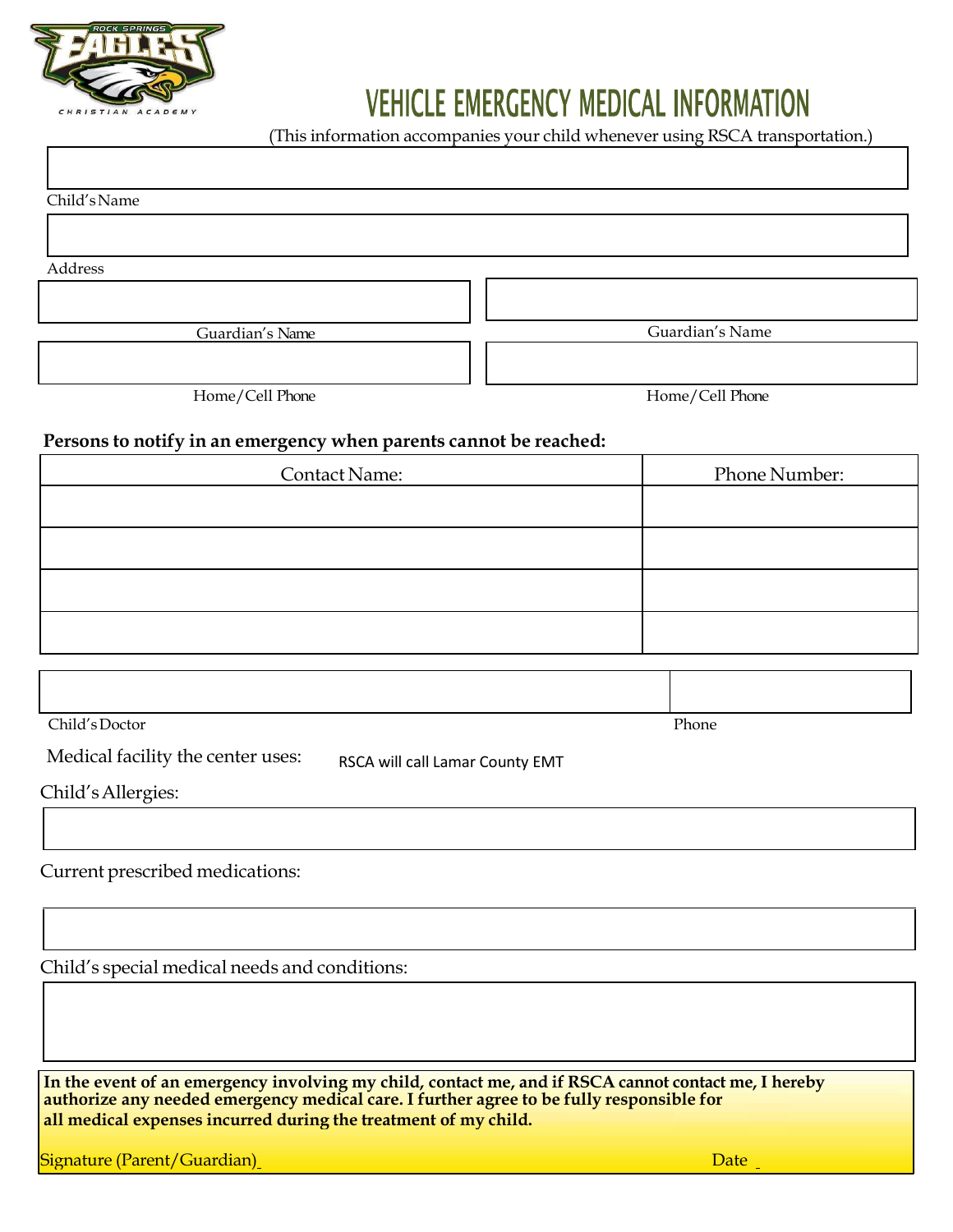ROCK SPRINGS EAGLES CHRISTIAN ACADEMY

# VEHICLE EMERGENCY MEDICAL INFORMATION

(This information accompanies your child whenever using RSCA transportation.)

Child's Name

Address

| Guardian's Name | Guardian's Name |
|---|---|
| | |

| Home/Cell Phone | Home/Cell Phone |
|---|---|
| | |

**Persons to notify in an emergency when parents cannot be reached:**

| Contact Name: | Phone Number: |
|---|---|
| | |
| | |
| | |
| | |

Child's Doctor

Phone

Medical facility the center uses: RSCA will call Lamar County EMT

Child's Allergies:

Current prescribed medications:

Child's special medical needs and conditions:

**In the event of an emergency involving my child, contact me, and if RSCA cannot contact me, I hereby authorize any needed emergency medical care. I further agree to be fully responsible for all medical expenses incurred during the treatment of my child.**

Signature (Parent/Guardian) ____________________ Date ____________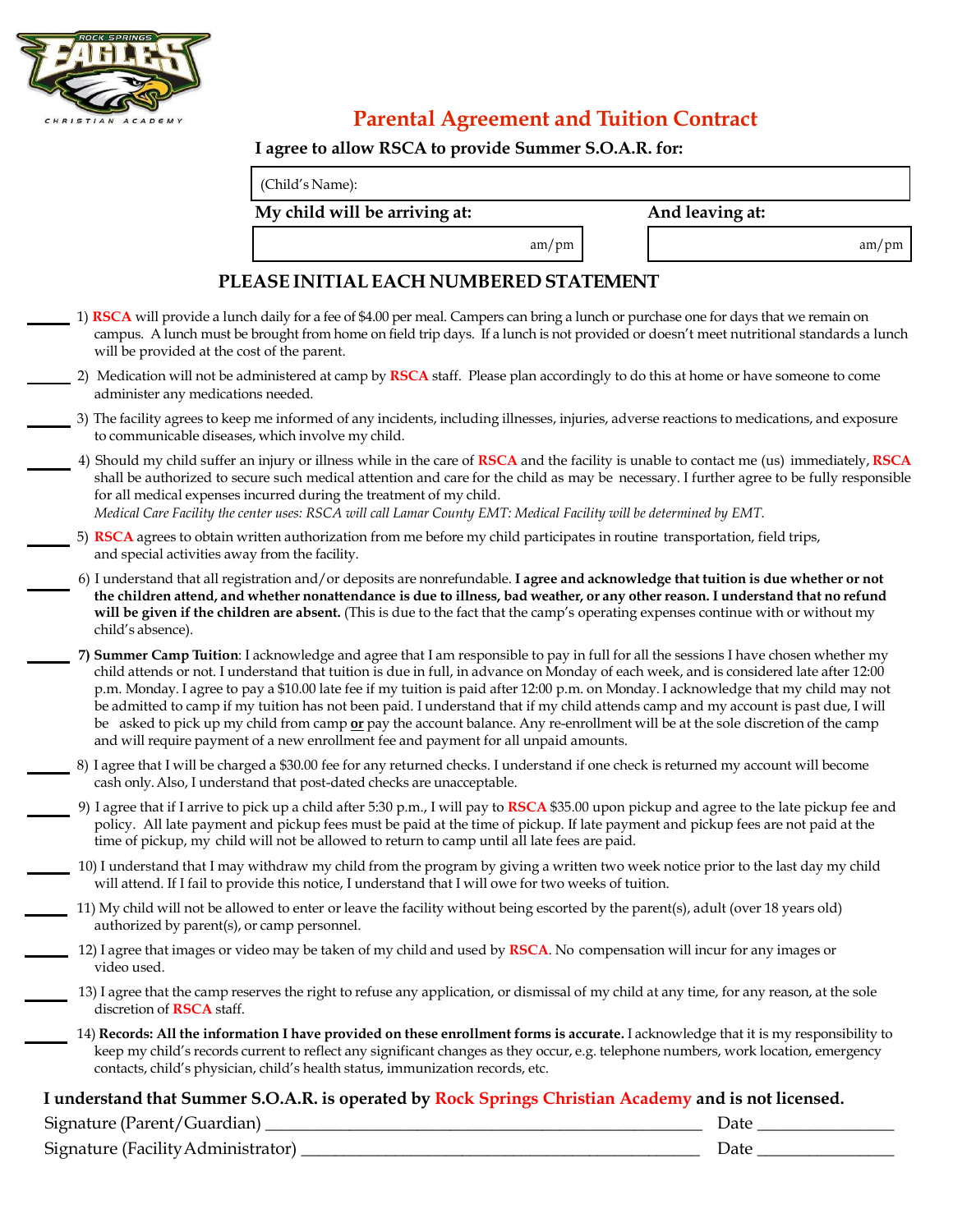ROCK SPRINGS EAGLES CHRISTIAN ACADEMY

# Parental Agreement and Tuition Contract

**I agree to allow RSCA to provide Summer S.O.A.R. for:**

(Child's Name):

**My child will be arriving at:** ______ am/pm  **And leaving at:** ______ am/pm

## PLEASE INITIAL EACH NUMBERED STATEMENT

_____ 1) **RSCA** will provide a lunch daily for a fee of $4.00 per meal. Campers can bring a lunch or purchase one for days that we remain on campus. A lunch must be brought from home on field trip days. If a lunch is not provided or doesn't meet nutritional standards a lunch will be provided at the cost of the parent.

_____ 2) Medication will not be administered at camp by **RSCA** staff. Please plan accordingly to do this at home or have someone to come administer any medications needed.

_____ 3) The facility agrees to keep me informed of any incidents, including illnesses, injuries, adverse reactions to medications, and exposure to communicable diseases, which involve my child.

_____ 4) Should my child suffer an injury or illness while in the care of **RSCA** and the facility is unable to contact me (us) immediately, **RSCA** shall be authorized to secure such medical attention and care for the child as may be necessary. I further agree to be fully responsible for all medical expenses incurred during the treatment of my child.
*Medical Care Facility the center uses: RSCA will call Lamar County EMT: Medical Facility will be determined by EMT.*

_____ 5) **RSCA** agrees to obtain written authorization from me before my child participates in routine transportation, field trips, and special activities away from the facility.

_____ 6) I understand that all registration and/or deposits are nonrefundable. **I agree and acknowledge that tuition is due whether or not the children attend, and whether nonattendance is due to illness, bad weather, or any other reason. I understand that no refund will be given if the children are absent.** (This is due to the fact that the camp's operating expenses continue with or without my child's absence).

_____ **7) Summer Camp Tuition**: I acknowledge and agree that I am responsible to pay in full for all the sessions I have chosen whether my child attends or not. I understand that tuition is due in full, in advance on Monday of each week, and is considered late after 12:00 p.m. Monday. I agree to pay a $10.00 late fee if my tuition is paid after 12:00 p.m. on Monday. I acknowledge that my child may not be admitted to camp if my tuition has not been paid. I understand that if my child attends camp and my account is past due, I will be asked to pick up my child from camp **<u>or</u>** pay the account balance. Any re-enrollment will be at the sole discretion of the camp and will require payment of a new enrollment fee and payment for all unpaid amounts.

_____ 8) I agree that I will be charged a $30.00 fee for any returned checks. I understand if one check is returned my account will become cash only. Also, I understand that post-dated checks are unacceptable.

_____ 9) I agree that if I arrive to pick up a child after 5:30 p.m., I will pay to **RSCA** $35.00 upon pickup and agree to the late pickup fee and policy. All late payment and pickup fees must be paid at the time of pickup. If late payment and pickup fees are not paid at the time of pickup, my child will not be allowed to return to camp until all late fees are paid.

_____ 10) I understand that I may withdraw my child from the program by giving a written two week notice prior to the last day my child will attend. If I fail to provide this notice, I understand that I will owe for two weeks of tuition.

_____ 11) My child will not be allowed to enter or leave the facility without being escorted by the parent(s), adult (over 18 years old) authorized by parent(s), or camp personnel.

_____ 12) I agree that images or video may be taken of my child and used by **RSCA**. No compensation will incur for any images or video used.

_____ 13) I agree that the camp reserves the right to refuse any application, or dismissal of my child at any time, for any reason, at the sole discretion of **RSCA** staff.

_____ 14) **Records: All the information I have provided on these enrollment forms is accurate.** I acknowledge that it is my responsibility to keep my child's records current to reflect any significant changes as they occur, e.g. telephone numbers, work location, emergency contacts, child's physician, child's health status, immunization records, etc.

**I understand that Summer S.O.A.R. is operated by Rock Springs Christian Academy and is not licensed.**

Signature (Parent/Guardian) ______________________________________ Date ______________

Signature (Facility Administrator) __________________________________ Date ______________